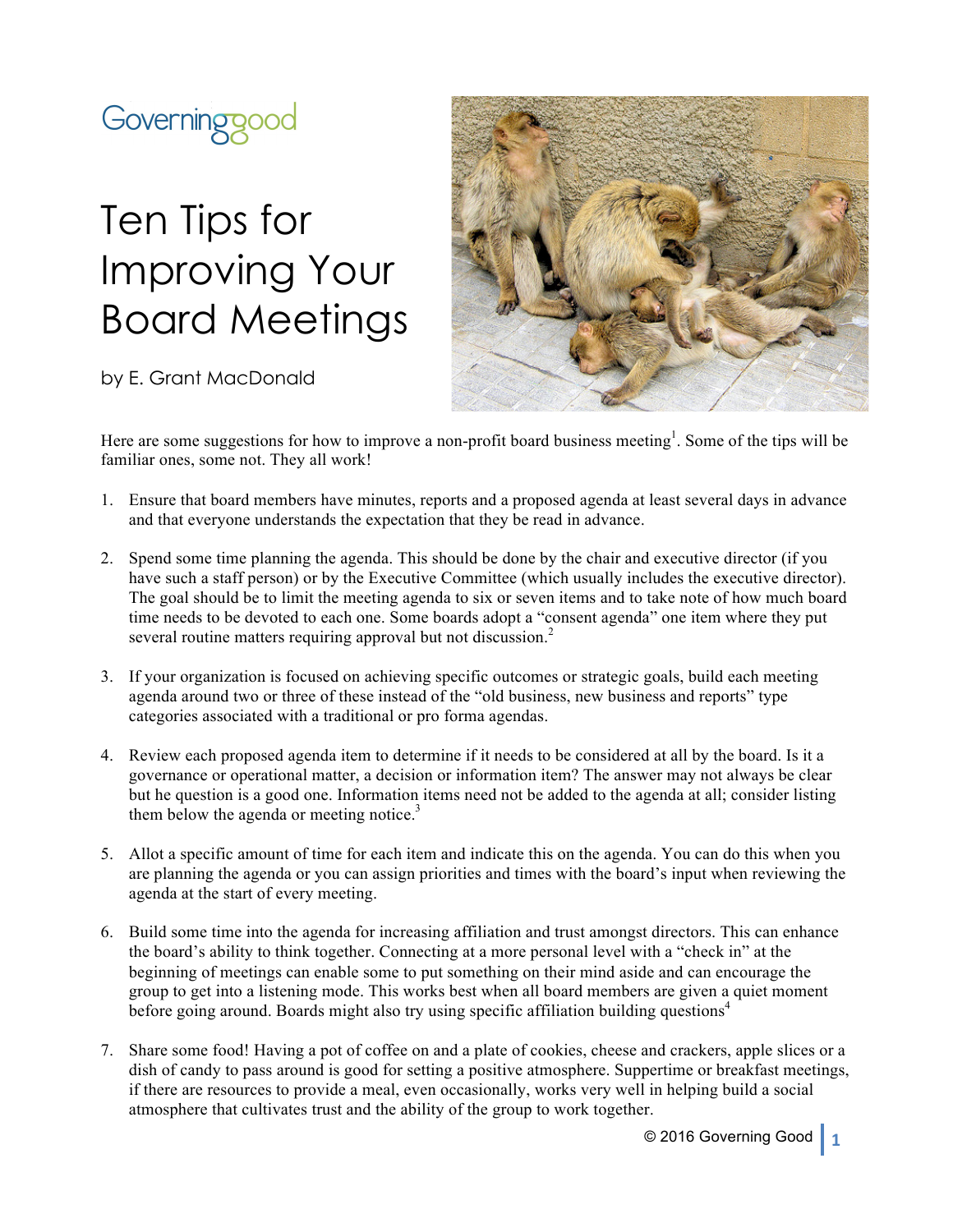Governinggood

# Ten Tips for Improving Your Board Meetings

by E. Grant MacDonald

Here are some suggestions for how to improve a non-profit board business meeting[1]. Some of the tips will be familiar ones, some not. They all work!

1. Ensure that board members have minutes, reports and a proposed agenda at least several days in advance and that everyone understands the expectation that they be read in advance.

2. Spend some time planning the agenda. This should be done by the chair and executive director (if you have such a staff person) or by the Executive Committee (which usually includes the executive director). The goal should be to limit the meeting agenda to six or seven items and to take note of how much board time needs to be devoted to each one. Some boards adopt a "consent agenda" one item where they put several routine matters requiring approval but not discussion.[2]

3. If your organization is focused on achieving specific outcomes or strategic goals, build each meeting agenda around two or three of these instead of the "old business, new business and reports" type categories associated with a traditional or pro forma agendas.

4. Review each proposed agenda item to determine if it needs to be considered at all by the board. Is it a governance or operational matter, a decision or information item? The answer may not always be clear but he question is a good one. Information items need not be added to the agenda at all; consider listing them below the agenda or meeting notice.[3]

5. Allot a specific amount of time for each item and indicate this on the agenda. You can do this when you are planning the agenda or you can assign priorities and times with the board's input when reviewing the agenda at the start of every meeting.

6. Build some time into the agenda for increasing affiliation and trust amongst directors. This can enhance the board's ability to think together. Connecting at a more personal level with a "check in" at the beginning of meetings can enable some to put something on their mind aside and can encourage the group to get into a listening mode. This works best when all board members are given a quiet moment before going around. Boards might also try using specific affiliation building questions[4]

7. Share some food! Having a pot of coffee on and a plate of cookies, cheese and crackers, apple slices or a dish of candy to pass around is good for setting a positive atmosphere. Suppertime or breakfast meetings, if there are resources to provide a meal, even occasionally, works very well in helping build a social atmosphere that cultivates trust and the ability of the group to work together.

© 2016 Governing Good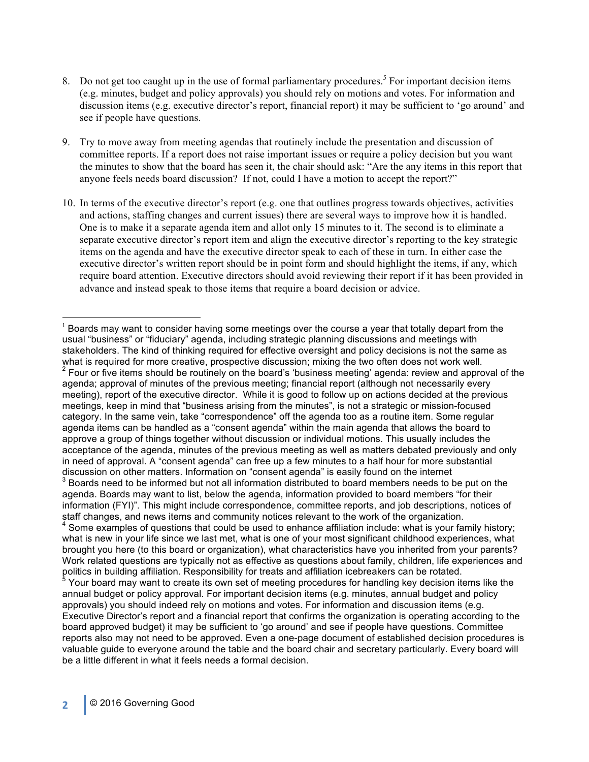8. Do not get too caught up in the use of formal parliamentary procedures.[5] For important decision items (e.g. minutes, budget and policy approvals) you should rely on motions and votes. For information and discussion items (e.g. executive director's report, financial report) it may be sufficient to 'go around' and see if people have questions.

9. Try to move away from meeting agendas that routinely include the presentation and discussion of committee reports. If a report does not raise important issues or require a policy decision but you want the minutes to show that the board has seen it, the chair should ask: "Are the any items in this report that anyone feels needs board discussion? If not, could I have a motion to accept the report?"

10. In terms of the executive director's report (e.g. one that outlines progress towards objectives, activities and actions, staffing changes and current issues) there are several ways to improve how it is handled. One is to make it a separate agenda item and allot only 15 minutes to it. The second is to eliminate a separate executive director's report item and align the executive director's reporting to the key strategic items on the agenda and have the executive director speak to each of these in turn. In either case the executive director's written report should be in point form and should highlight the items, if any, which require board attention. Executive directors should avoid reviewing their report if it has been provided in advance and instead speak to those items that require a board decision or advice.

---

[1] Boards may want to consider having some meetings over the course a year that totally depart from the usual "business" or "fiduciary" agenda, including strategic planning discussions and meetings with stakeholders. The kind of thinking required for effective oversight and policy decisions is not the same as what is required for more creative, prospective discussion; mixing the two often does not work well.

[2] Four or five items should be routinely on the board's 'business meeting' agenda: review and approval of the agenda; approval of minutes of the previous meeting; financial report (although not necessarily every meeting), report of the executive director. While it is good to follow up on actions decided at the previous meetings, keep in mind that "business arising from the minutes", is not a strategic or mission-focused category. In the same vein, take "correspondence" off the agenda too as a routine item. Some regular agenda items can be handled as a "consent agenda" within the main agenda that allows the board to approve a group of things together without discussion or individual motions. This usually includes the acceptance of the agenda, minutes of the previous meeting as well as matters debated previously and only in need of approval. A "consent agenda" can free up a few minutes to a half hour for more substantial discussion on other matters. Information on "consent agenda" is easily found on the internet

[3] Boards need to be informed but not all information distributed to board members needs to be put on the agenda. Boards may want to list, below the agenda, information provided to board members "for their information (FYI)". This might include correspondence, committee reports, and job descriptions, notices of staff changes, and news items and community notices relevant to the work of the organization.

[4] Some examples of questions that could be used to enhance affiliation include: what is your family history; what is new in your life since we last met, what is one of your most significant childhood experiences, what brought you here (to this board or organization), what characteristics have you inherited from your parents? Work related questions are typically not as effective as questions about family, children, life experiences and politics in building affiliation. Responsibility for treats and affiliation icebreakers can be rotated.

[5] Your board may want to create its own set of meeting procedures for handling key decision items like the annual budget or policy approval. For important decision items (e.g. minutes, annual budget and policy approvals) you should indeed rely on motions and votes. For information and discussion items (e.g. Executive Director's report and a financial report that confirms the organization is operating according to the board approved budget) it may be sufficient to 'go around' and see if people have questions. Committee reports also may not need to be approved. Even a one-page document of established decision procedures is valuable guide to everyone around the table and the board chair and secretary particularly. Every board will be a little different in what it feels needs a formal decision.

© 2016 Governing Good